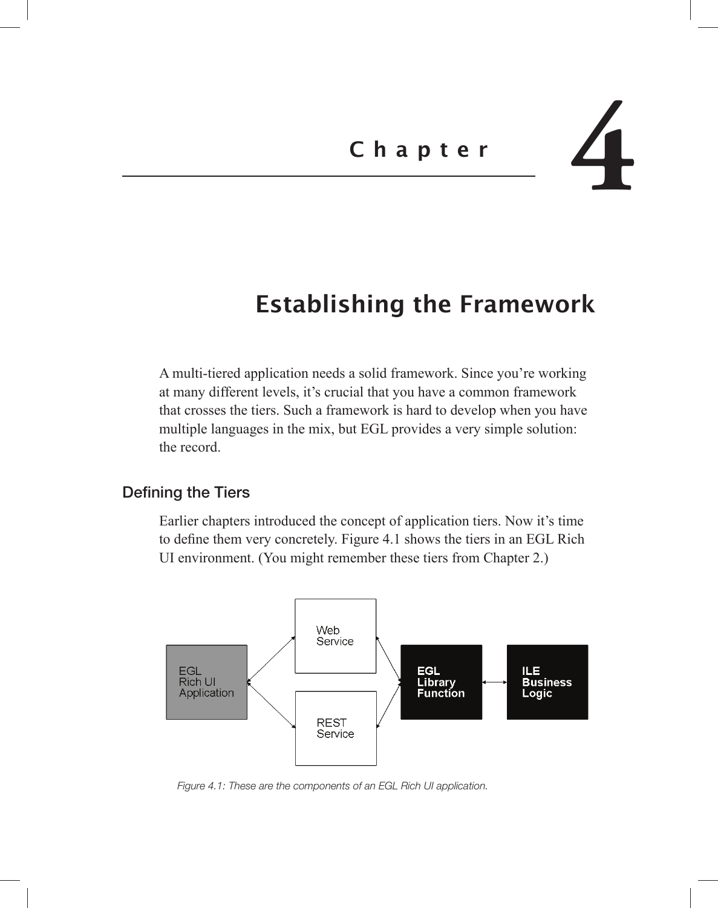# Chapter 4

# Establishing the Framework

A multi-tiered application needs a solid framework. Since you're working at many different levels, it's crucial that you have a common framework that crosses the tiers. Such a framework is hard to develop when you have multiple languages in the mix, but EGL provides a very simple solution: the record.

## Defining the Tiers

Earlier chapters introduced the concept of application tiers. Now it's time to define them very concretely. Figure 4.1 shows the tiers in an EGL Rich UI environment. (You might remember these tiers from Chapter 2.)

*Figure 4.1: These are the components of an EGL Rich UI application.*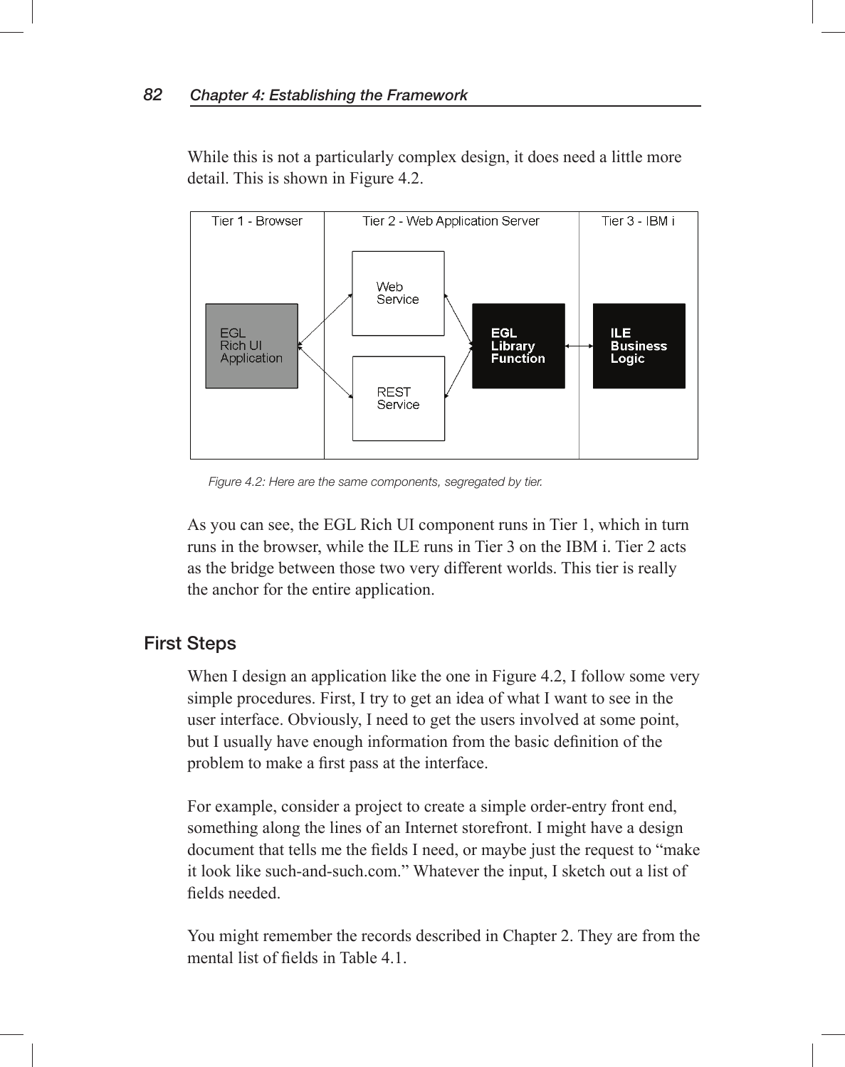While this is not a particularly complex design, it does need a little more detail. This is shown in Figure 4.2.

Figure 4.2: Here are the same components, segregated by tier.

As you can see, the EGL Rich UI component runs in Tier 1, which in turn runs in the browser, while the ILE runs in Tier 3 on the IBM i. Tier 2 acts as the bridge between those two very different worlds. This tier is really the anchor for the entire application.

## First Steps

When I design an application like the one in Figure 4.2, I follow some very simple procedures. First, I try to get an idea of what I want to see in the user interface. Obviously, I need to get the users involved at some point, but I usually have enough information from the basic definition of the problem to make a first pass at the interface.

For example, consider a project to create a simple order-entry front end, something along the lines of an Internet storefront. I might have a design document that tells me the fields I need, or maybe just the request to "make it look like such-and-such.com." Whatever the input, I sketch out a list of fields needed.

You might remember the records described in Chapter 2. They are from the mental list of fields in Table 4.1.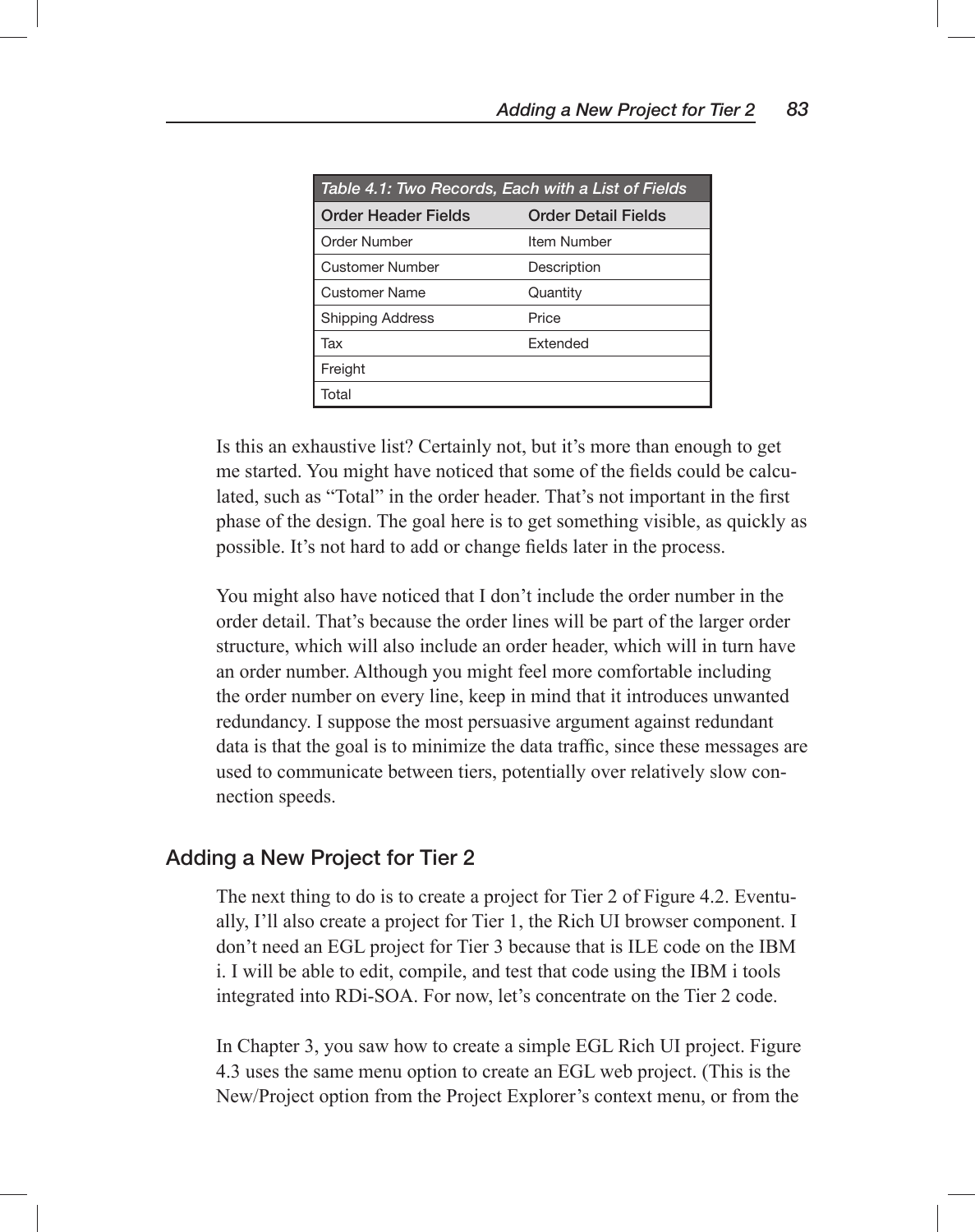Table 4.1: Two Records, Each with a List of Fields

| Order Header Fields | Order Detail Fields |
|---|---|
| Order Number | Item Number |
| Customer Number | Description |
| Customer Name | Quantity |
| Shipping Address | Price |
| Tax | Extended |
| Freight | |
| Total | |

Is this an exhaustive list? Certainly not, but it's more than enough to get me started. You might have noticed that some of the fields could be calculated, such as "Total" in the order header. That's not important in the first phase of the design. The goal here is to get something visible, as quickly as possible. It's not hard to add or change fields later in the process.

You might also have noticed that I don't include the order number in the order detail. That's because the order lines will be part of the larger order structure, which will also include an order header, which will in turn have an order number. Although you might feel more comfortable including the order number on every line, keep in mind that it introduces unwanted redundancy. I suppose the most persuasive argument against redundant data is that the goal is to minimize the data traffic, since these messages are used to communicate between tiers, potentially over relatively slow connection speeds.

## Adding a New Project for Tier 2

The next thing to do is to create a project for Tier 2 of Figure 4.2. Eventually, I'll also create a project for Tier 1, the Rich UI browser component. I don't need an EGL project for Tier 3 because that is ILE code on the IBM i. I will be able to edit, compile, and test that code using the IBM i tools integrated into RDi-SOA. For now, let's concentrate on the Tier 2 code.

In Chapter 3, you saw how to create a simple EGL Rich UI project. Figure 4.3 uses the same menu option to create an EGL web project. (This is the New/Project option from the Project Explorer's context menu, or from the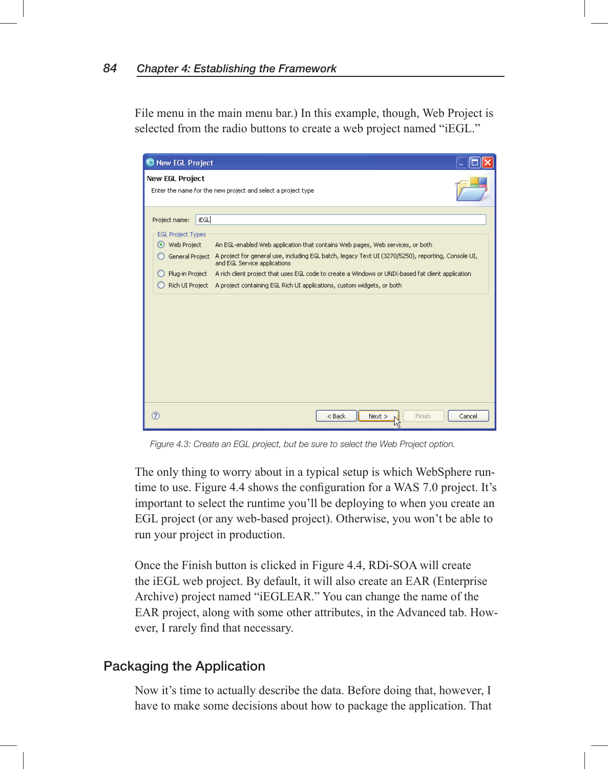File menu in the main menu bar.) In this example, though, Web Project is selected from the radio buttons to create a web project named "iEGL."

Figure 4.3: Create an EGL project, but be sure to select the Web Project option.

The only thing to worry about in a typical setup is which WebSphere runtime to use. Figure 4.4 shows the configuration for a WAS 7.0 project. It's important to select the runtime you'll be deploying to when you create an EGL project (or any web-based project). Otherwise, you won't be able to run your project in production.

Once the Finish button is clicked in Figure 4.4, RDi-SOA will create the iEGL web project. By default, it will also create an EAR (Enterprise Archive) project named "iEGLEAR." You can change the name of the EAR project, along with some other attributes, in the Advanced tab. However, I rarely find that necessary.

## Packaging the Application

Now it's time to actually describe the data. Before doing that, however, I have to make some decisions about how to package the application. That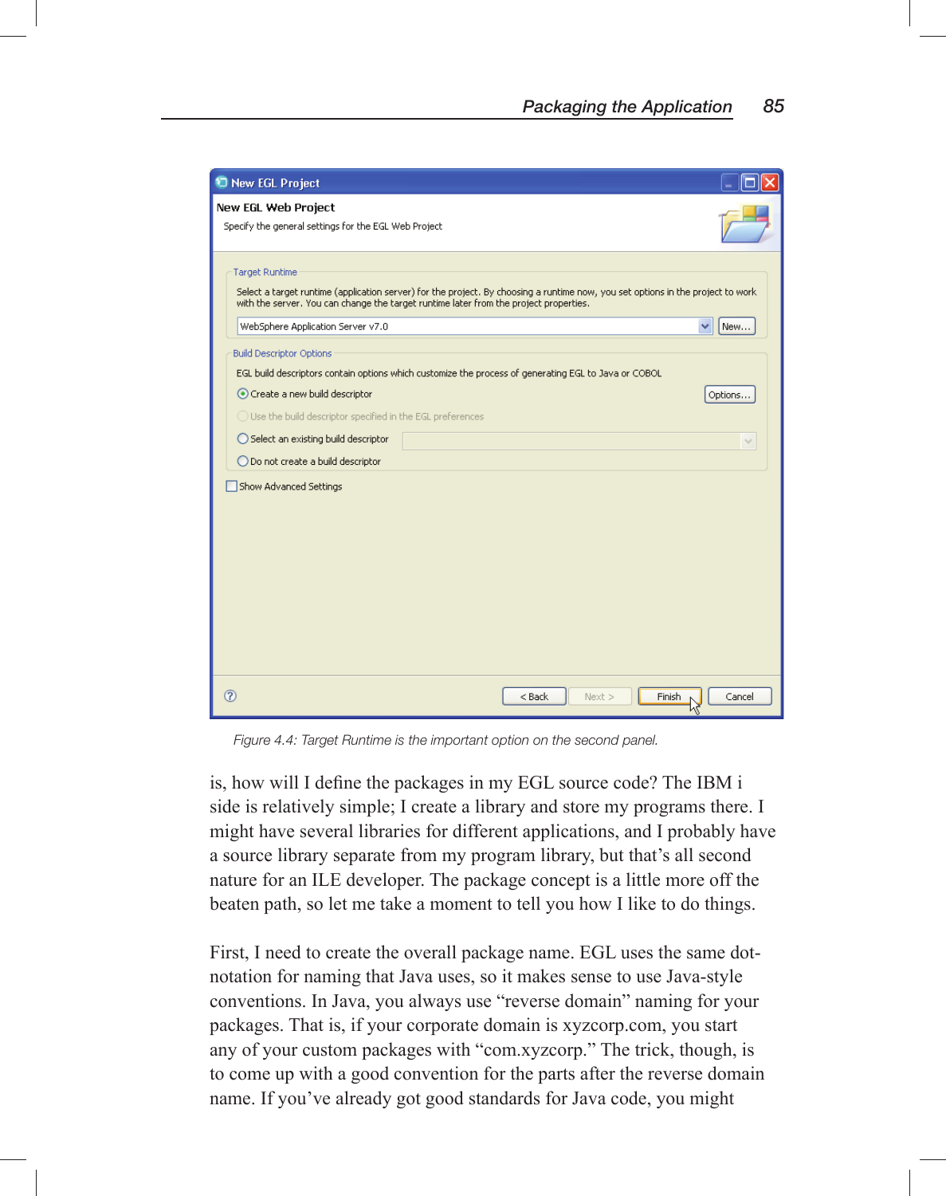Figure 4.4: Target Runtime is the important option on the second panel.

is, how will I define the packages in my EGL source code? The IBM i side is relatively simple; I create a library and store my programs there. I might have several libraries for different applications, and I probably have a source library separate from my program library, but that's all second nature for an ILE developer. The package concept is a little more off the beaten path, so let me take a moment to tell you how I like to do things.

First, I need to create the overall package name. EGL uses the same dot-notation for naming that Java uses, so it makes sense to use Java-style conventions. In Java, you always use "reverse domain" naming for your packages. That is, if your corporate domain is xyzcorp.com, you start any of your custom packages with "com.xyzcorp." The trick, though, is to come up with a good convention for the parts after the reverse domain name. If you've already got good standards for Java code, you might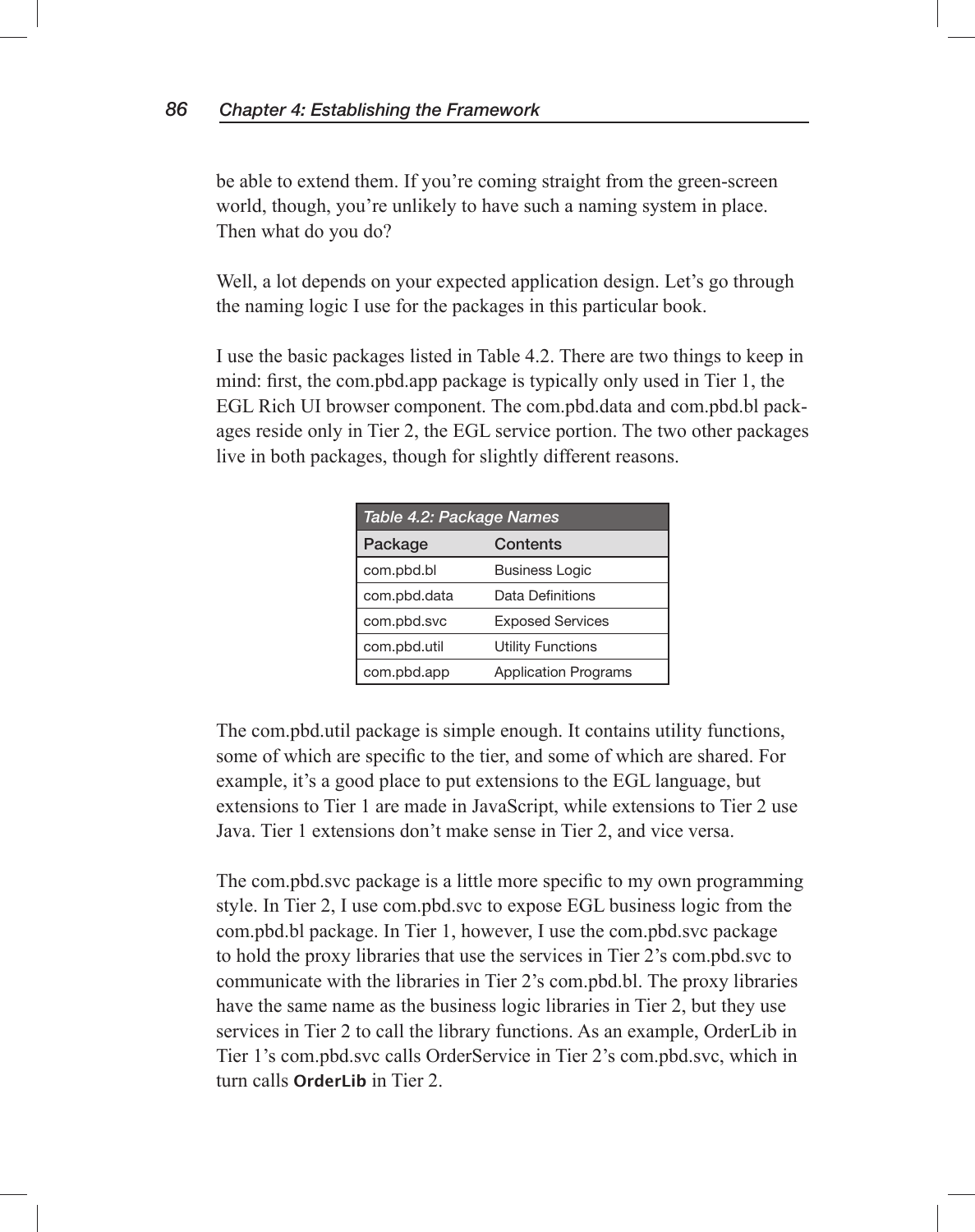be able to extend them. If you're coming straight from the green-screen world, though, you're unlikely to have such a naming system in place. Then what do you do?

Well, a lot depends on your expected application design. Let's go through the naming logic I use for the packages in this particular book.

I use the basic packages listed in Table 4.2. There are two things to keep in mind: first, the com.pbd.app package is typically only used in Tier 1, the EGL Rich UI browser component. The com.pbd.data and com.pbd.bl packages reside only in Tier 2, the EGL service portion. The two other packages live in both packages, though for slightly different reasons.

*Table 4.2: Package Names*

| Package | Contents |
|---|---|
| com.pbd.bl | Business Logic |
| com.pbd.data | Data Definitions |
| com.pbd.svc | Exposed Services |
| com.pbd.util | Utility Functions |
| com.pbd.app | Application Programs |

The com.pbd.util package is simple enough. It contains utility functions, some of which are specific to the tier, and some of which are shared. For example, it's a good place to put extensions to the EGL language, but extensions to Tier 1 are made in JavaScript, while extensions to Tier 2 use Java. Tier 1 extensions don't make sense in Tier 2, and vice versa.

The com.pbd.svc package is a little more specific to my own programming style. In Tier 2, I use com.pbd.svc to expose EGL business logic from the com.pbd.bl package. In Tier 1, however, I use the com.pbd.svc package to hold the proxy libraries that use the services in Tier 2's com.pbd.svc to communicate with the libraries in Tier 2's com.pbd.bl. The proxy libraries have the same name as the business logic libraries in Tier 2, but they use services in Tier 2 to call the library functions. As an example, OrderLib in Tier 1's com.pbd.svc calls OrderService in Tier 2's com.pbd.svc, which in turn calls **OrderLib** in Tier 2.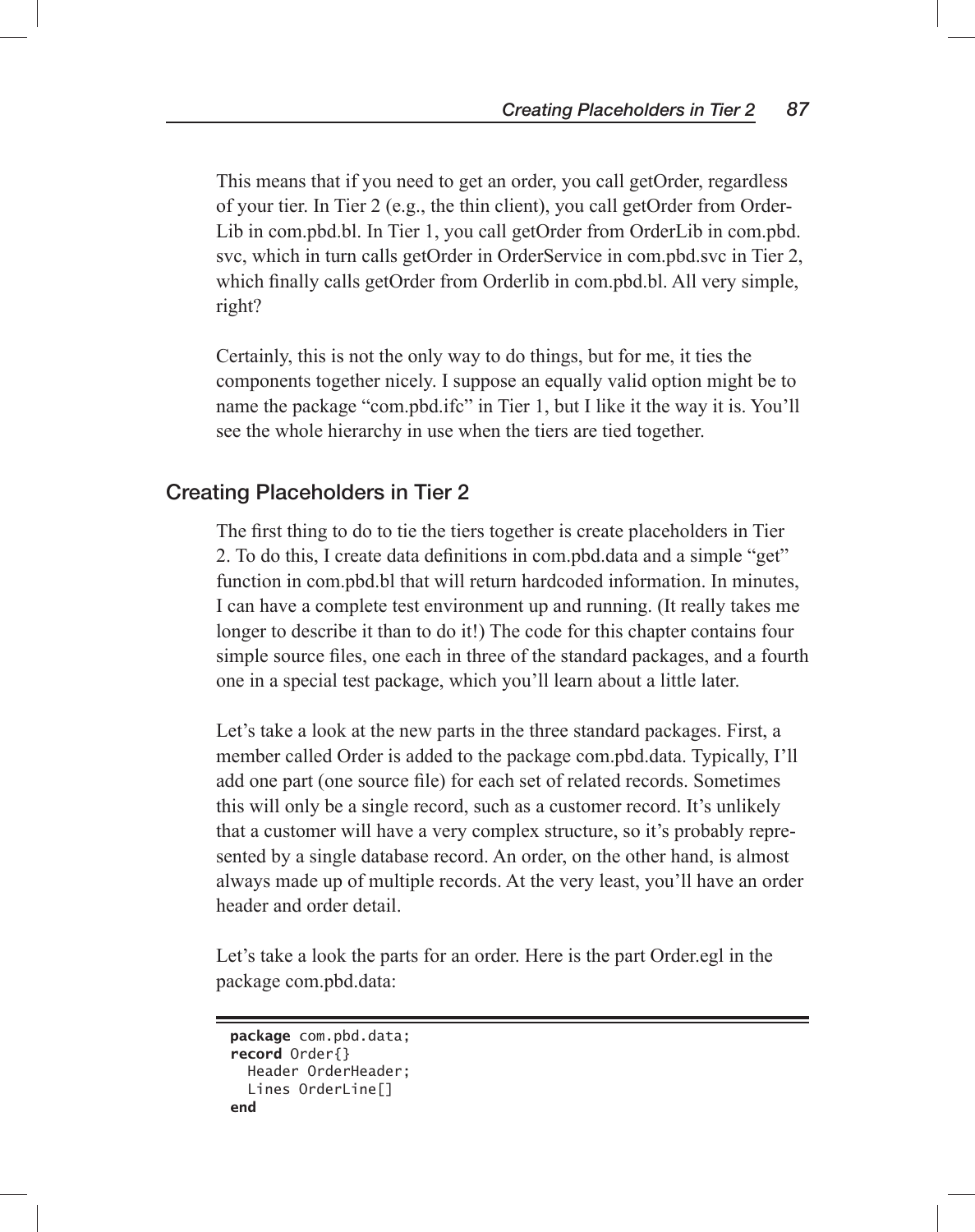This means that if you need to get an order, you call getOrder, regardless of your tier. In Tier 2 (e.g., the thin client), you call getOrder from OrderLib in com.pbd.bl. In Tier 1, you call getOrder from OrderLib in com.pbd.svc, which in turn calls getOrder in OrderService in com.pbd.svc in Tier 2, which finally calls getOrder from Orderlib in com.pbd.bl. All very simple, right?

Certainly, this is not the only way to do things, but for me, it ties the components together nicely. I suppose an equally valid option might be to name the package "com.pbd.ifc" in Tier 1, but I like it the way it is. You'll see the whole hierarchy in use when the tiers are tied together.

## Creating Placeholders in Tier 2

The first thing to do to tie the tiers together is create placeholders in Tier 2. To do this, I create data definitions in com.pbd.data and a simple "get" function in com.pbd.bl that will return hardcoded information. In minutes, I can have a complete test environment up and running. (It really takes me longer to describe it than to do it!) The code for this chapter contains four simple source files, one each in three of the standard packages, and a fourth one in a special test package, which you'll learn about a little later.

Let's take a look at the new parts in the three standard packages. First, a member called Order is added to the package com.pbd.data. Typically, I'll add one part (one source file) for each set of related records. Sometimes this will only be a single record, such as a customer record. It's unlikely that a customer will have a very complex structure, so it's probably represented by a single database record. An order, on the other hand, is almost always made up of multiple records. At the very least, you'll have an order header and order detail.

Let's take a look the parts for an order. Here is the part Order.egl in the package com.pbd.data:

```
package com.pbd.data;
record Order{}
  Header OrderHeader;
  Lines OrderLine[]
end
```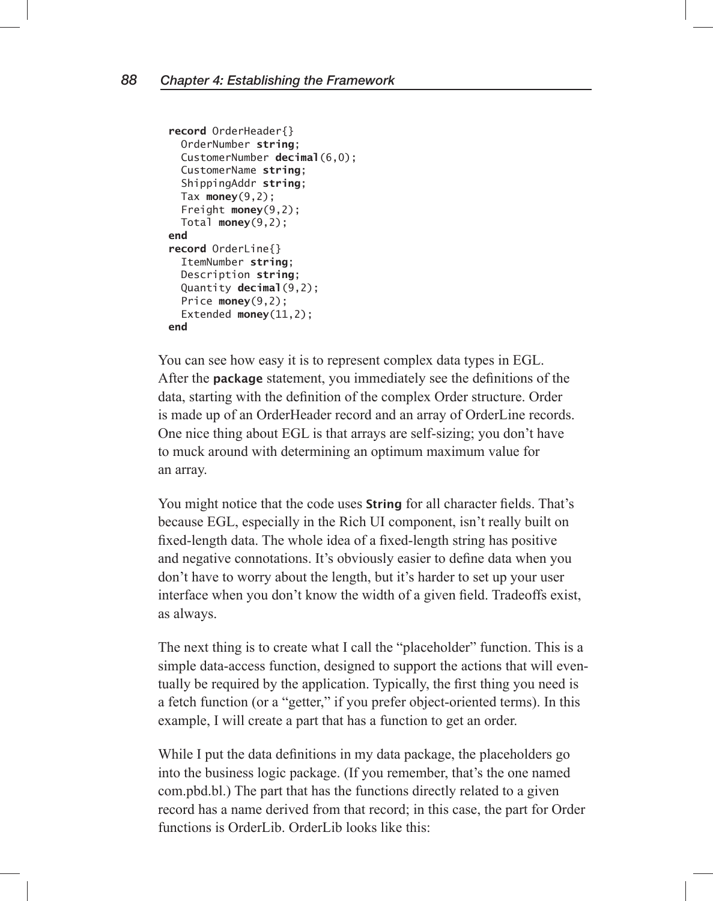```
record OrderHeader{}
  OrderNumber string;
  CustomerNumber decimal(6,0);
  CustomerName string;
  ShippingAddr string;
  Tax money(9,2);
  Freight money(9,2);
  Total money(9,2);
end
record OrderLine{}
  ItemNumber string;
  Description string;
  Quantity decimal(9,2);
  Price money(9,2);
  Extended money(11,2);
end
```

You can see how easy it is to represent complex data types in EGL. After the **package** statement, you immediately see the definitions of the data, starting with the definition of the complex Order structure. Order is made up of an OrderHeader record and an array of OrderLine records. One nice thing about EGL is that arrays are self-sizing; you don't have to muck around with determining an optimum maximum value for an array.

You might notice that the code uses **String** for all character fields. That's because EGL, especially in the Rich UI component, isn't really built on fixed-length data. The whole idea of a fixed-length string has positive and negative connotations. It's obviously easier to define data when you don't have to worry about the length, but it's harder to set up your user interface when you don't know the width of a given field. Tradeoffs exist, as always.

The next thing is to create what I call the "placeholder" function. This is a simple data-access function, designed to support the actions that will eventually be required by the application. Typically, the first thing you need is a fetch function (or a "getter," if you prefer object-oriented terms). In this example, I will create a part that has a function to get an order.

While I put the data definitions in my data package, the placeholders go into the business logic package. (If you remember, that's the one named com.pbd.bl.) The part that has the functions directly related to a given record has a name derived from that record; in this case, the part for Order functions is OrderLib. OrderLib looks like this: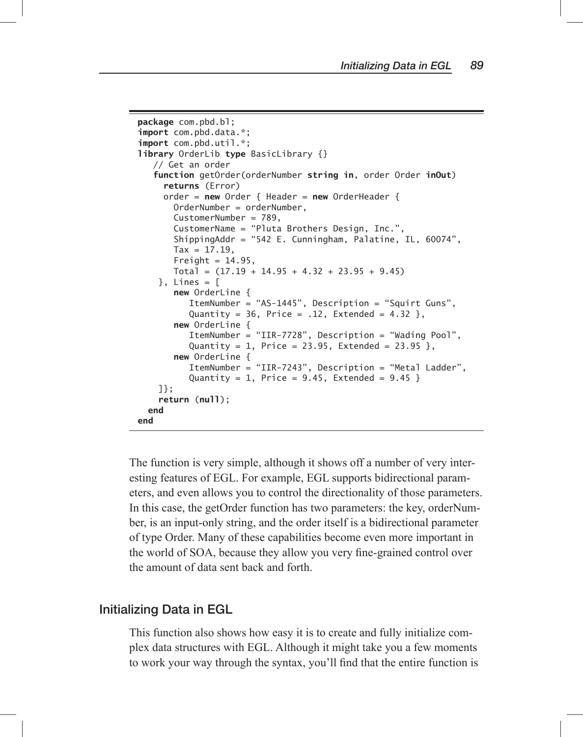```
package com.pbd.bl;
import com.pbd.data.*;
import com.pbd.util.*;
library OrderLib type BasicLibrary {}
   // Get an order
   function getOrder(orderNumber string in, order Order inOut)
     returns (Error)
     order = new Order { Header = new OrderHeader {
       OrderNumber = orderNumber,
       CustomerNumber = 789,
       CustomerName = "Pluta Brothers Design, Inc.",
       ShippingAddr = "542 E. Cunningham, Palatine, IL, 60074",
       Tax = 17.19,
       Freight = 14.95,
       Total = (17.19 + 14.95 + 4.32 + 23.95 + 9.45)
    }, Lines = [
       new OrderLine {
          ItemNumber = "AS-1445", Description = "Squirt Guns",
          Quantity = 36, Price = .12, Extended = 4.32 },
       new OrderLine {
          ItemNumber = "IIR-7728", Description = "Wading Pool",
          Quantity = 1, Price = 23.95, Extended = 23.95 },
       new OrderLine {
          ItemNumber = "IIR-7243", Description = "Metal Ladder",
          Quantity = 1, Price = 9.45, Extended = 9.45 }
    ]};
    return (null);
  end
end
```

The function is very simple, although it shows off a number of very interesting features of EGL. For example, EGL supports bidirectional parameters, and even allows you to control the directionality of those parameters. In this case, the getOrder function has two parameters: the key, orderNumber, is an input-only string, and the order itself is a bidirectional parameter of type Order. Many of these capabilities become even more important in the world of SOA, because they allow you very fine-grained control over the amount of data sent back and forth.

## Initializing Data in EGL

This function also shows how easy it is to create and fully initialize complex data structures with EGL. Although it might take you a few moments to work your way through the syntax, you'll find that the entire function is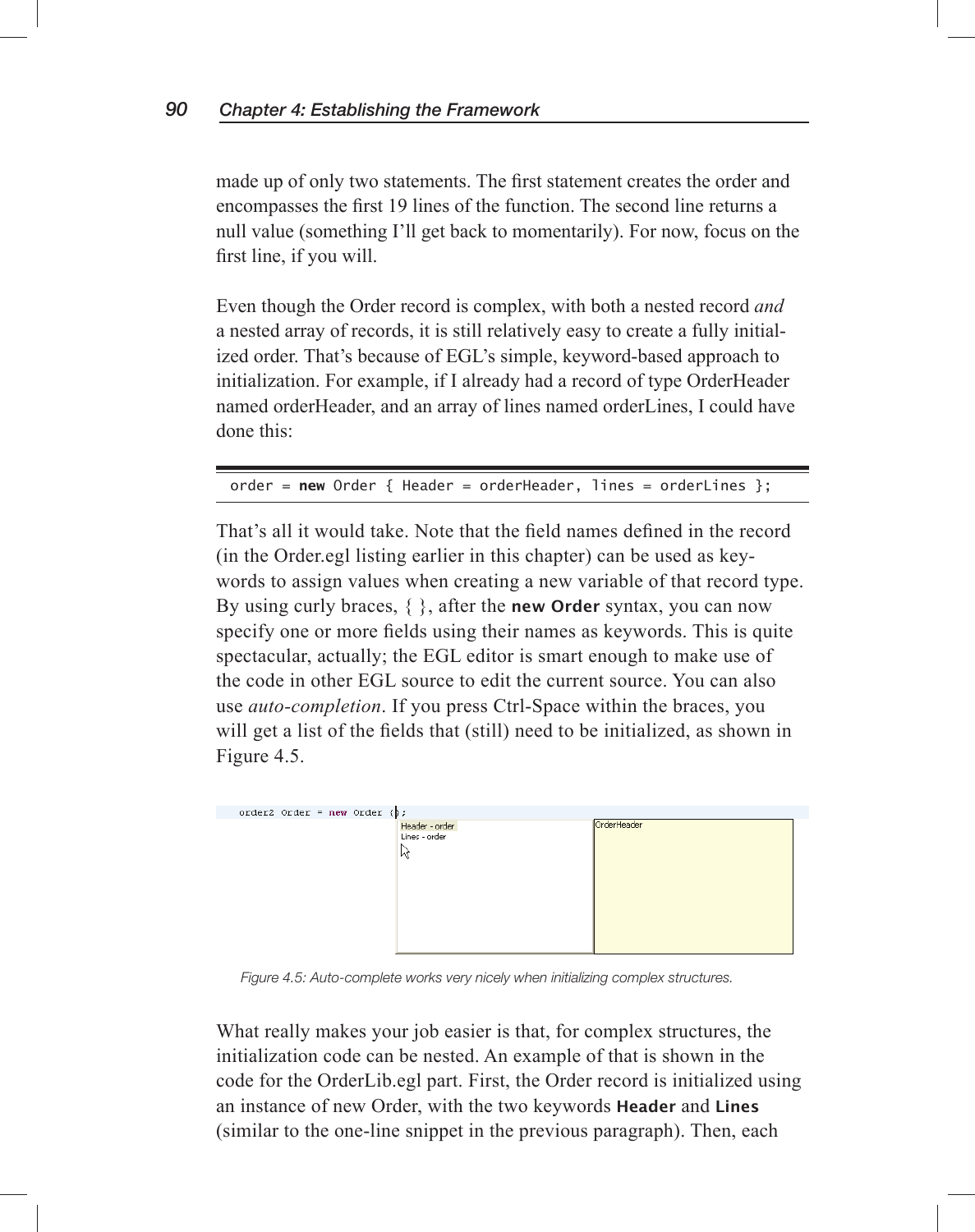made up of only two statements. The first statement creates the order and encompasses the first 19 lines of the function. The second line returns a null value (something I'll get back to momentarily). For now, focus on the first line, if you will.

Even though the Order record is complex, with both a nested record *and* a nested array of records, it is still relatively easy to create a fully initialized order. That's because of EGL's simple, keyword-based approach to initialization. For example, if I already had a record of type OrderHeader named orderHeader, and an array of lines named orderLines, I could have done this:

```
order = new Order { Header = orderHeader, lines = orderLines };
```

That's all it would take. Note that the field names defined in the record (in the Order.egl listing earlier in this chapter) can be used as keywords to assign values when creating a new variable of that record type. By using curly braces, { }, after the **new Order** syntax, you can now specify one or more fields using their names as keywords. This is quite spectacular, actually; the EGL editor is smart enough to make use of the code in other EGL source to edit the current source. You can also use *auto-completion*. If you press Ctrl-Space within the braces, you will get a list of the fields that (still) need to be initialized, as shown in Figure 4.5.

order2 Order = new Order {};

Header - order

Lines - order

OrderHeader

*Figure 4.5: Auto-complete works very nicely when initializing complex structures.*

What really makes your job easier is that, for complex structures, the initialization code can be nested. An example of that is shown in the code for the OrderLib.egl part. First, the Order record is initialized using an instance of new Order, with the two keywords **Header** and **Lines** (similar to the one-line snippet in the previous paragraph). Then, each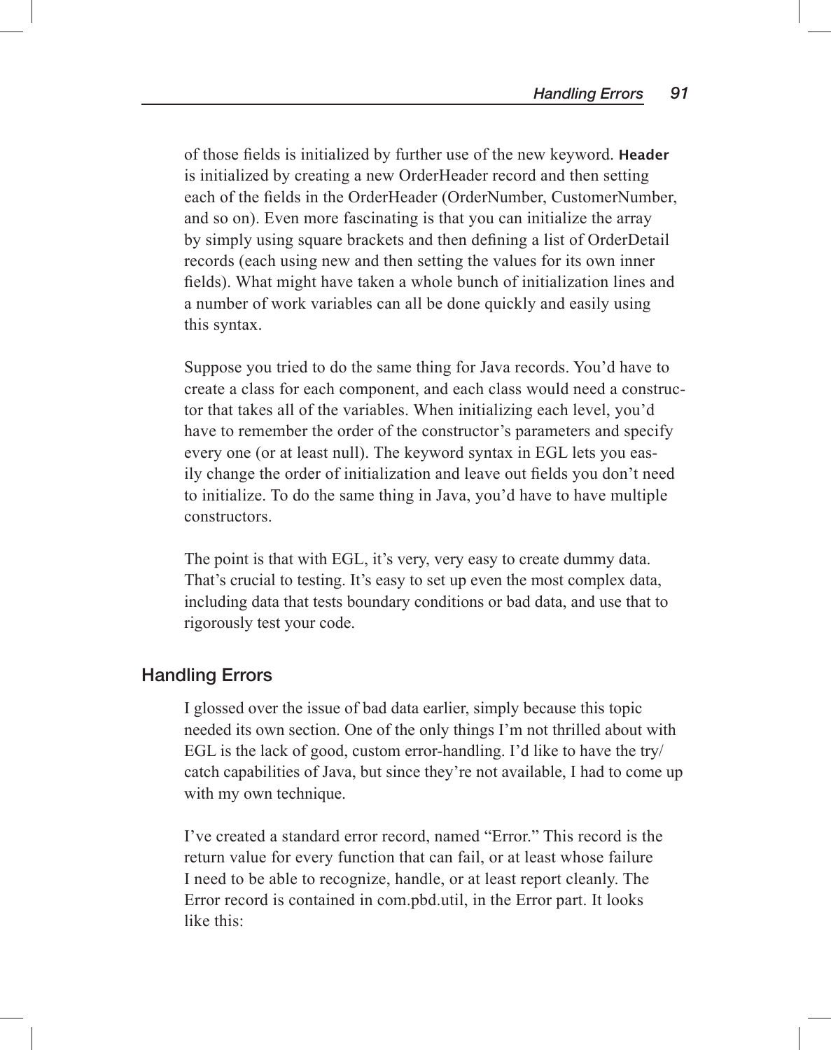of those fields is initialized by further use of the new keyword. **Header** is initialized by creating a new OrderHeader record and then setting each of the fields in the OrderHeader (OrderNumber, CustomerNumber, and so on). Even more fascinating is that you can initialize the array by simply using square brackets and then defining a list of OrderDetail records (each using new and then setting the values for its own inner fields). What might have taken a whole bunch of initialization lines and a number of work variables can all be done quickly and easily using this syntax.

Suppose you tried to do the same thing for Java records. You'd have to create a class for each component, and each class would need a constructor that takes all of the variables. When initializing each level, you'd have to remember the order of the constructor's parameters and specify every one (or at least null). The keyword syntax in EGL lets you easily change the order of initialization and leave out fields you don't need to initialize. To do the same thing in Java, you'd have to have multiple constructors.

The point is that with EGL, it's very, very easy to create dummy data. That's crucial to testing. It's easy to set up even the most complex data, including data that tests boundary conditions or bad data, and use that to rigorously test your code.

## Handling Errors

I glossed over the issue of bad data earlier, simply because this topic needed its own section. One of the only things I'm not thrilled about with EGL is the lack of good, custom error-handling. I'd like to have the try/catch capabilities of Java, but since they're not available, I had to come up with my own technique.

I've created a standard error record, named "Error." This record is the return value for every function that can fail, or at least whose failure I need to be able to recognize, handle, or at least report cleanly. The Error record is contained in com.pbd.util, in the Error part. It looks like this: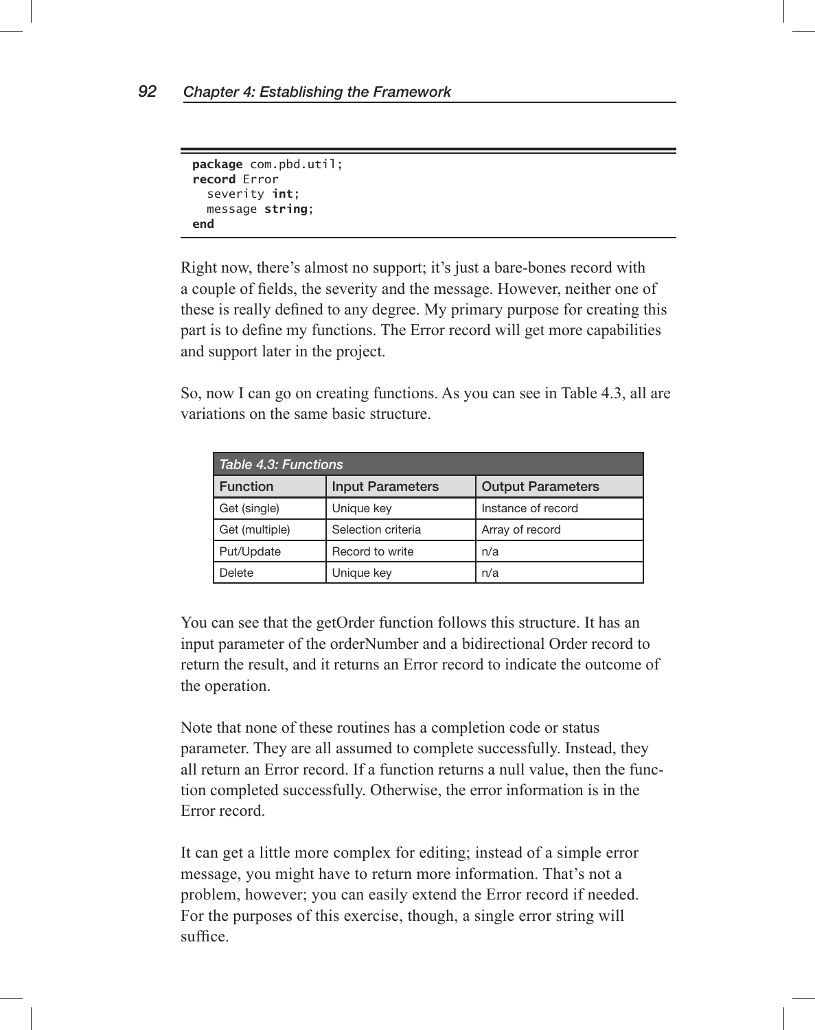```
package com.pbd.util;
record Error
  severity int;
  message string;
end
```

Right now, there's almost no support; it's just a bare-bones record with a couple of fields, the severity and the message. However, neither one of these is really defined to any degree. My primary purpose for creating this part is to define my functions. The Error record will get more capabilities and support later in the project.

So, now I can go on creating functions. As you can see in Table 4.3, all are variations on the same basic structure.

*Table 4.3: Functions*

| Function | Input Parameters | Output Parameters |
|---|---|---|
| Get (single) | Unique key | Instance of record |
| Get (multiple) | Selection criteria | Array of record |
| Put/Update | Record to write | n/a |
| Delete | Unique key | n/a |

You can see that the getOrder function follows this structure. It has an input parameter of the orderNumber and a bidirectional Order record to return the result, and it returns an Error record to indicate the outcome of the operation.

Note that none of these routines has a completion code or status parameter. They are all assumed to complete successfully. Instead, they all return an Error record. If a function returns a null value, then the function completed successfully. Otherwise, the error information is in the Error record.

It can get a little more complex for editing; instead of a simple error message, you might have to return more information. That's not a problem, however; you can easily extend the Error record if needed. For the purposes of this exercise, though, a single error string will suffice.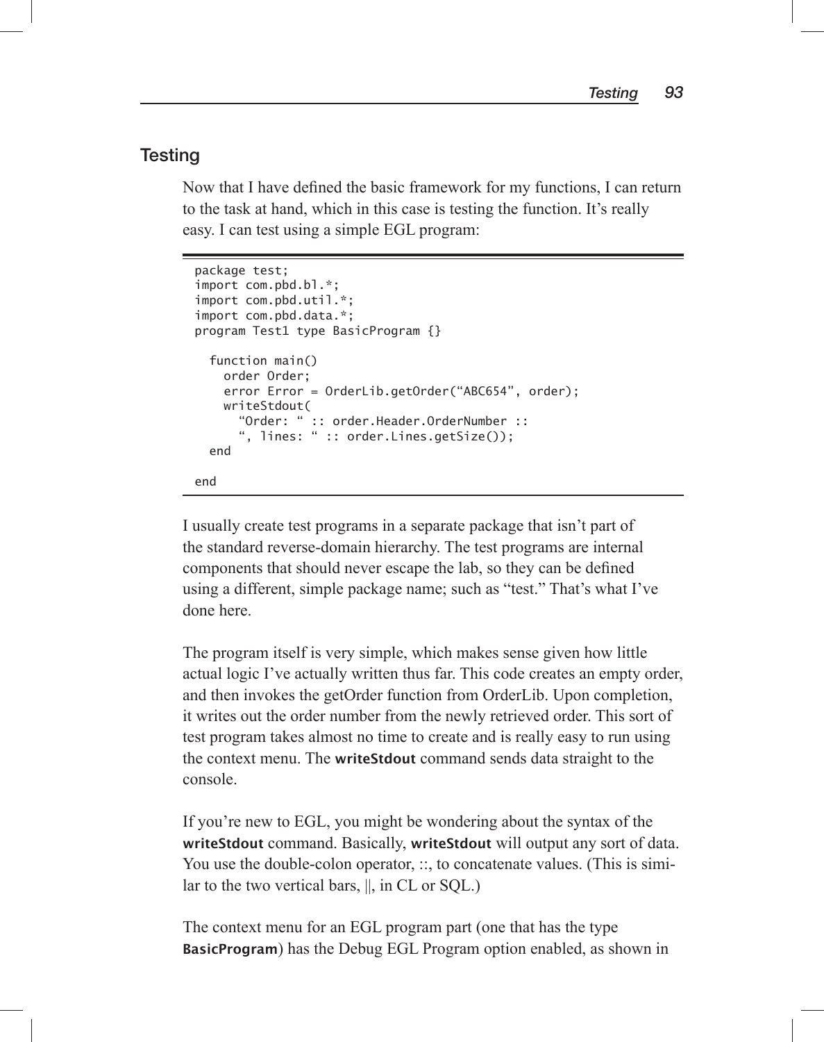## Testing

Now that I have defined the basic framework for my functions, I can return to the task at hand, which in this case is testing the function. It's really easy. I can test using a simple EGL program:

```
package test;
import com.pbd.bl.*;
import com.pbd.util.*;
import com.pbd.data.*;
program Test1 type BasicProgram {}

  function main()
    order Order;
    error Error = OrderLib.getOrder("ABC654", order);
    writeStdout(
      "Order: " :: order.Header.OrderNumber ::
      ", lines: " :: order.Lines.getSize());
  end

end
```

I usually create test programs in a separate package that isn't part of the standard reverse-domain hierarchy. The test programs are internal components that should never escape the lab, so they can be defined using a different, simple package name; such as "test." That's what I've done here.

The program itself is very simple, which makes sense given how little actual logic I've actually written thus far. This code creates an empty order, and then invokes the getOrder function from OrderLib. Upon completion, it writes out the order number from the newly retrieved order. This sort of test program takes almost no time to create and is really easy to run using the context menu. The **writeStdout** command sends data straight to the console.

If you're new to EGL, you might be wondering about the syntax of the **writeStdout** command. Basically, **writeStdout** will output any sort of data. You use the double-colon operator, ::, to concatenate values. (This is similar to the two vertical bars, ||, in CL or SQL.)

The context menu for an EGL program part (one that has the type **BasicProgram**) has the Debug EGL Program option enabled, as shown in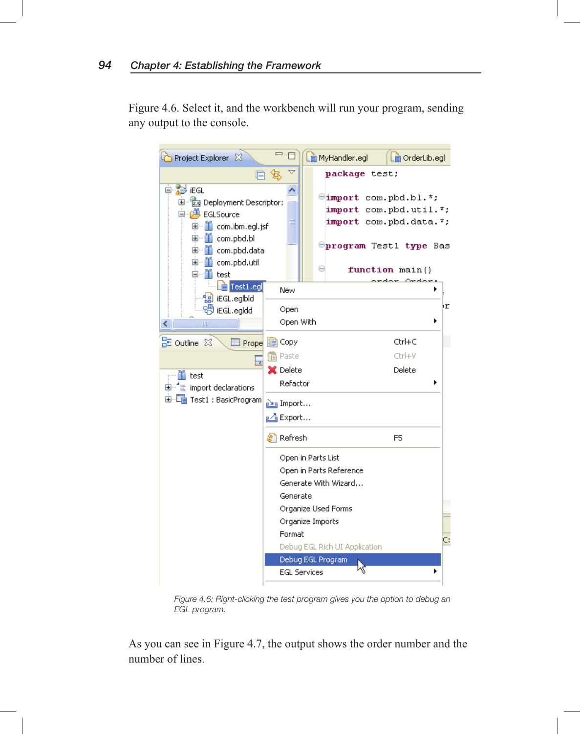Figure 4.6. Select it, and the workbench will run your program, sending any output to the console.

*Figure 4.6: Right-clicking the test program gives you the option to debug an EGL program.*

As you can see in Figure 4.7, the output shows the order number and the number of lines.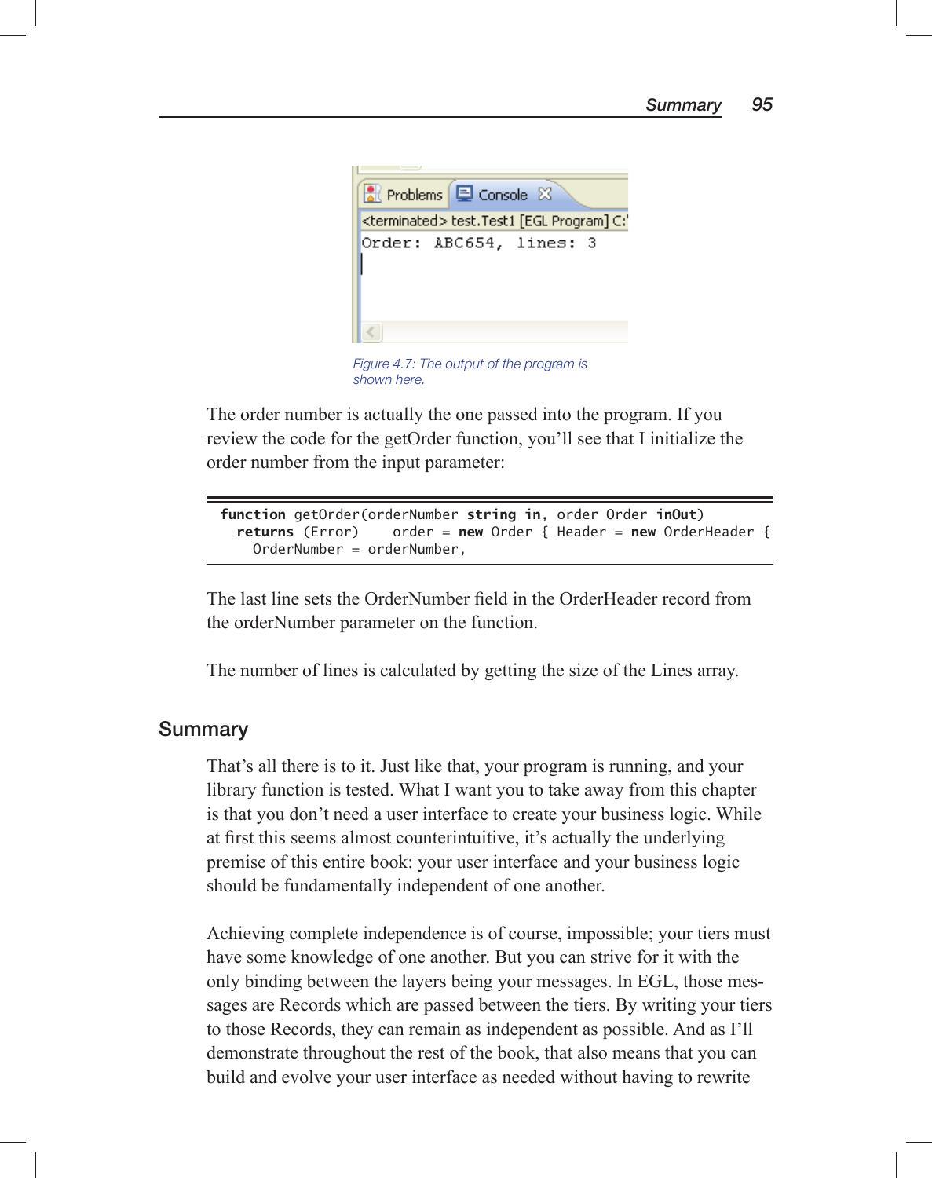Figure 4.7: The output of the program is shown here.

The order number is actually the one passed into the program. If you review the code for the getOrder function, you'll see that I initialize the order number from the input parameter:

```
function getOrder(orderNumber string in, order Order inOut)
  returns (Error)    order = new Order { Header = new OrderHeader {
    OrderNumber = orderNumber,
```

The last line sets the OrderNumber field in the OrderHeader record from the orderNumber parameter on the function.

The number of lines is calculated by getting the size of the Lines array.

## Summary

That's all there is to it. Just like that, your program is running, and your library function is tested. What I want you to take away from this chapter is that you don't need a user interface to create your business logic. While at first this seems almost counterintuitive, it's actually the underlying premise of this entire book: your user interface and your business logic should be fundamentally independent of one another.

Achieving complete independence is of course, impossible; your tiers must have some knowledge of one another. But you can strive for it with the only binding between the layers being your messages. In EGL, those messages are Records which are passed between the tiers. By writing your tiers to those Records, they can remain as independent as possible. And as I'll demonstrate throughout the rest of the book, that also means that you can build and evolve your user interface as needed without having to rewrite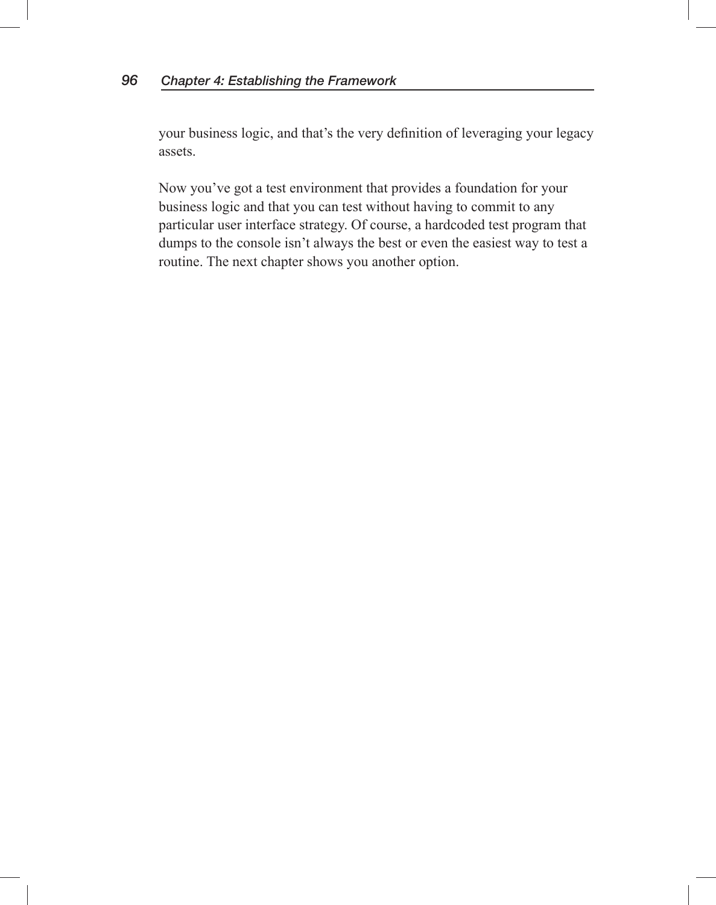your business logic, and that's the very definition of leveraging your legacy assets.

Now you've got a test environment that provides a foundation for your business logic and that you can test without having to commit to any particular user interface strategy. Of course, a hardcoded test program that dumps to the console isn't always the best or even the easiest way to test a routine. The next chapter shows you another option.